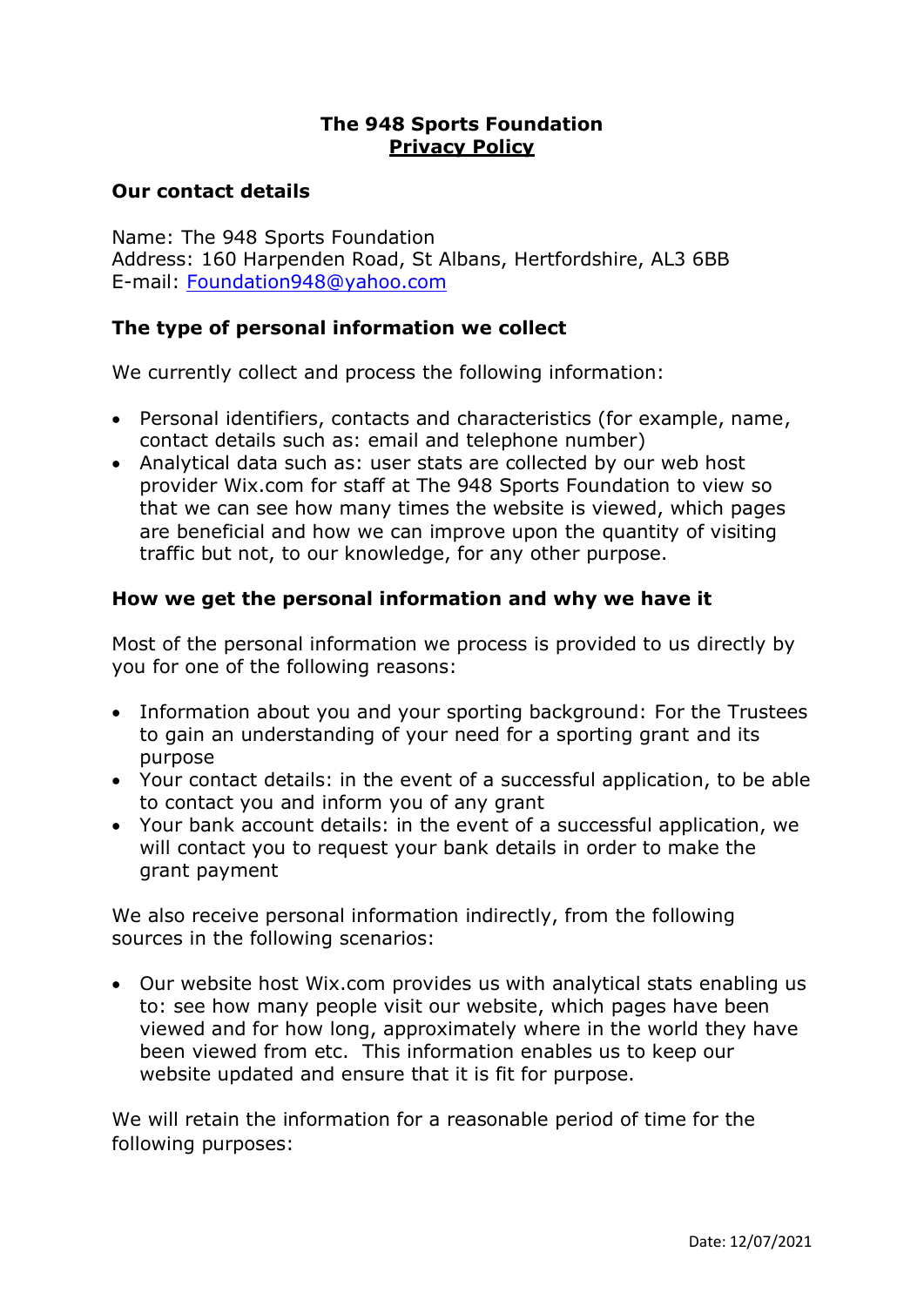# The 948 Sports Foundation

## Privacy Policy

### Our contact details

Name: The 948 Sports Foundation
Address: 160 Harpenden Road, St Albans, Hertfordshire, AL3 6BB
E-mail: Foundation948@yahoo.com

### The type of personal information we collect

We currently collect and process the following information:

- Personal identifiers, contacts and characteristics (for example, name, contact details such as: email and telephone number)
- Analytical data such as: user stats are collected by our web host provider Wix.com for staff at The 948 Sports Foundation to view so that we can see how many times the website is viewed, which pages are beneficial and how we can improve upon the quantity of visiting traffic but not, to our knowledge, for any other purpose.

### How we get the personal information and why we have it

Most of the personal information we process is provided to us directly by you for one of the following reasons:

- Information about you and your sporting background: For the Trustees to gain an understanding of your need for a sporting grant and its purpose
- Your contact details: in the event of a successful application, to be able to contact you and inform you of any grant
- Your bank account details: in the event of a successful application, we will contact you to request your bank details in order to make the grant payment

We also receive personal information indirectly, from the following sources in the following scenarios:

- Our website host Wix.com provides us with analytical stats enabling us to: see how many people visit our website, which pages have been viewed and for how long, approximately where in the world they have been viewed from etc. This information enables us to keep our website updated and ensure that it is fit for purpose.

We will retain the information for a reasonable period of time for the following purposes:

Date: 12/07/2021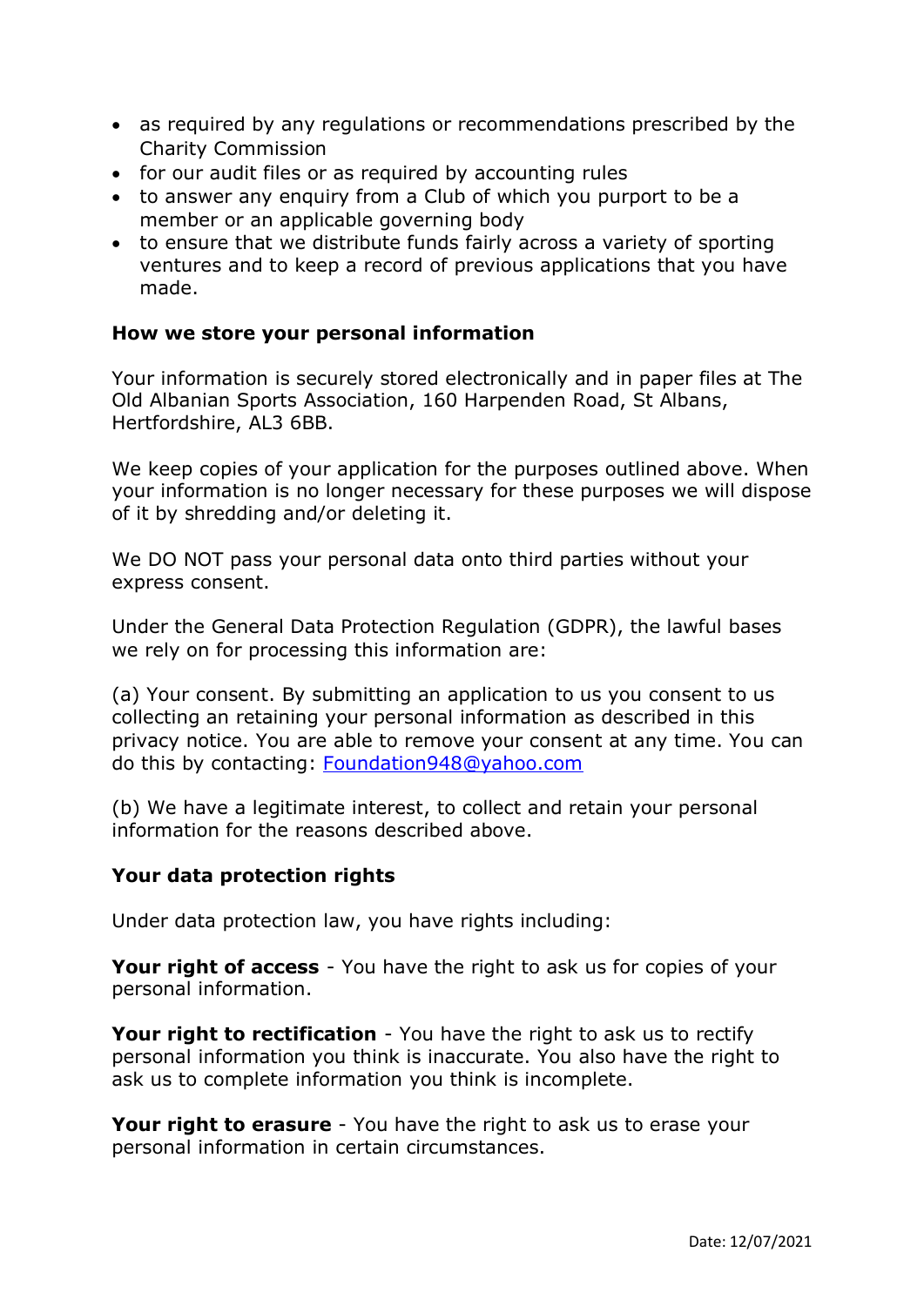- as required by any regulations or recommendations prescribed by the Charity Commission
- for our audit files or as required by accounting rules
- to answer any enquiry from a Club of which you purport to be a member or an applicable governing body
- to ensure that we distribute funds fairly across a variety of sporting ventures and to keep a record of previous applications that you have made.

**How we store your personal information**

Your information is securely stored electronically and in paper files at The Old Albanian Sports Association, 160 Harpenden Road, St Albans, Hertfordshire, AL3 6BB.

We keep copies of your application for the purposes outlined above. When your information is no longer necessary for these purposes we will dispose of it by shredding and/or deleting it.

We DO NOT pass your personal data onto third parties without your express consent.

Under the General Data Protection Regulation (GDPR), the lawful bases we rely on for processing this information are:

(a) Your consent. By submitting an application to us you consent to us collecting an retaining your personal information as described in this privacy notice. You are able to remove your consent at any time. You can do this by contacting: [Foundation948@yahoo.com](mailto:Foundation948@yahoo.com)

(b) We have a legitimate interest, to collect and retain your personal information for the reasons described above.

**Your data protection rights**

Under data protection law, you have rights including:

**Your right of access** - You have the right to ask us for copies of your personal information.

**Your right to rectification** - You have the right to ask us to rectify personal information you think is inaccurate. You also have the right to ask us to complete information you think is incomplete.

**Your right to erasure** - You have the right to ask us to erase your personal information in certain circumstances.

Date: 12/07/2021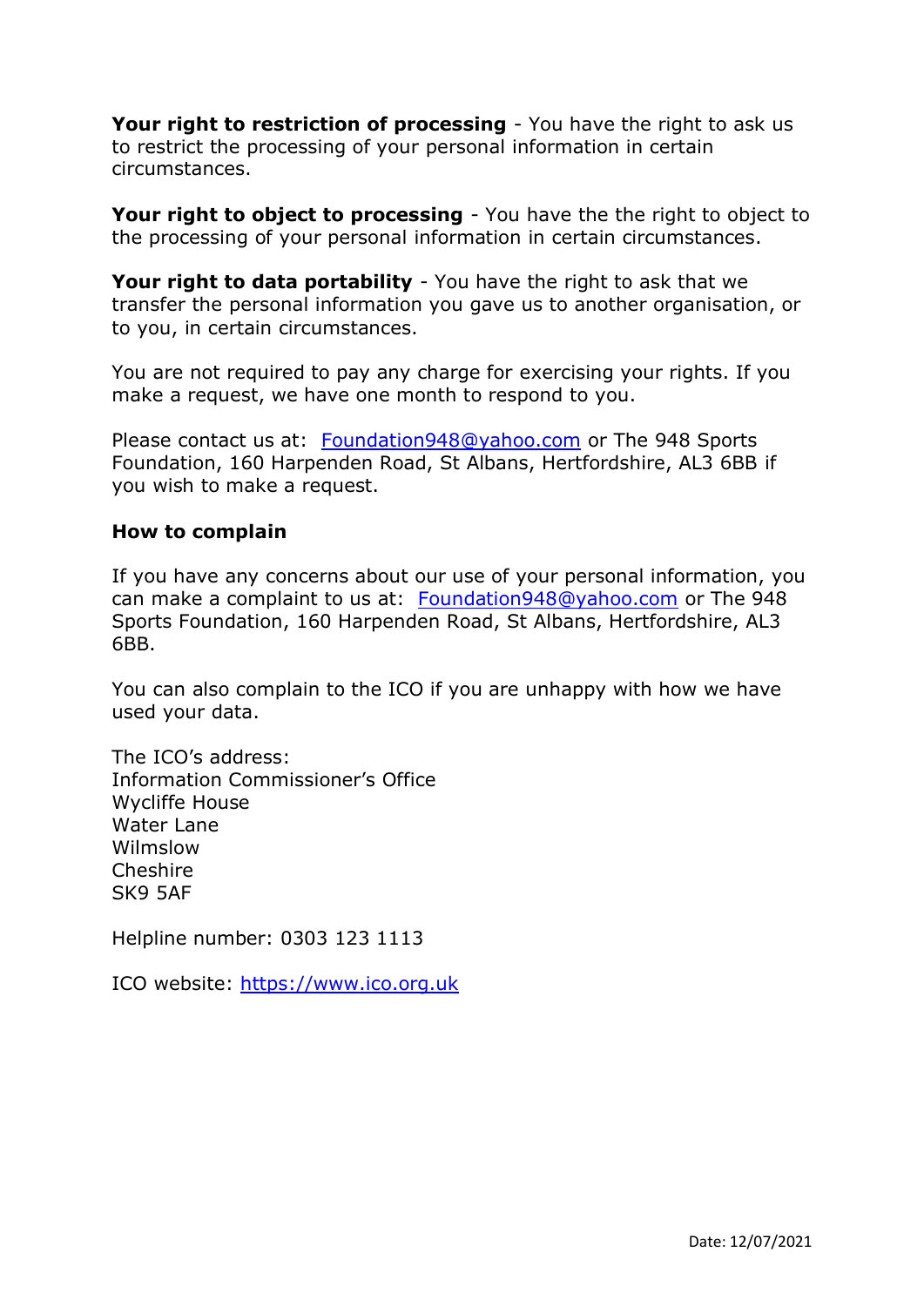**Your right to restriction of processing** - You have the right to ask us to restrict the processing of your personal information in certain circumstances.

**Your right to object to processing** - You have the the right to object to the processing of your personal information in certain circumstances.

**Your right to data portability** - You have the right to ask that we transfer the personal information you gave us to another organisation, or to you, in certain circumstances.

You are not required to pay any charge for exercising your rights. If you make a request, we have one month to respond to you.

Please contact us at: Foundation948@yahoo.com or The 948 Sports Foundation, 160 Harpenden Road, St Albans, Hertfordshire, AL3 6BB if you wish to make a request.

**How to complain**

If you have any concerns about our use of your personal information, you can make a complaint to us at: Foundation948@yahoo.com or The 948 Sports Foundation, 160 Harpenden Road, St Albans, Hertfordshire, AL3 6BB.

You can also complain to the ICO if you are unhappy with how we have used your data.

The ICO's address:
Information Commissioner's Office
Wycliffe House
Water Lane
Wilmslow
Cheshire
SK9 5AF

Helpline number: 0303 123 1113

ICO website: https://www.ico.org.uk

Date: 12/07/2021